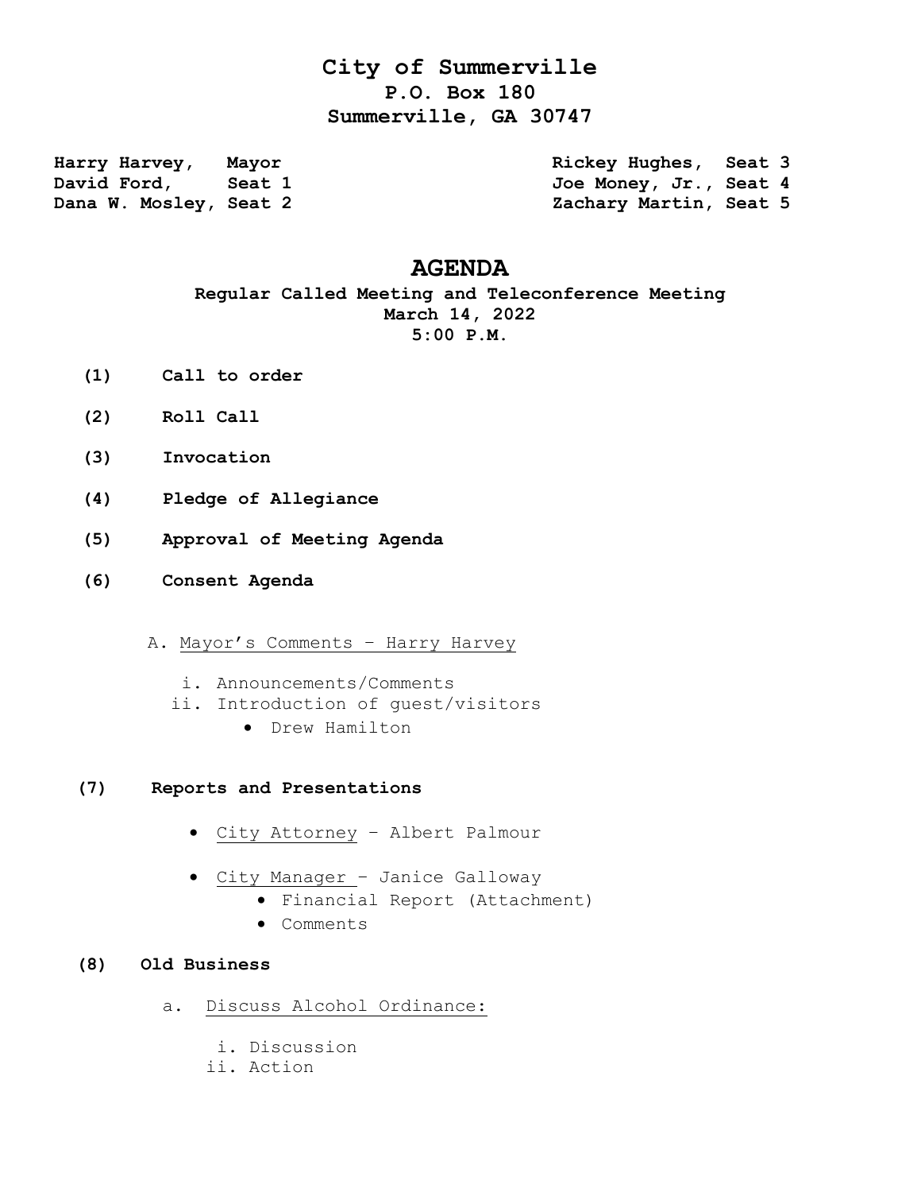# City of Summerville
## P.O. Box 180
## Summerville, GA 30747

**Harry Harvey, Mayor**
**David Ford, Seat 1**
**Dana W. Mosley, Seat 2**
**Rickey Hughes, Seat 3**
**Joe Money, Jr., Seat 4**
**Zachary Martin, Seat 5**

# AGENDA

**Regular Called Meeting and Teleconference Meeting**
**March 14, 2022**
**5:00 P.M.**

**(1) Call to order**

**(2) Roll Call**

**(3) Invocation**

**(4) Pledge of Allegiance**

**(5) Approval of Meeting Agenda**

**(6) Consent Agenda**

A. Mayor's Comments – Harry Harvey

   i. Announcements/Comments
   ii. Introduction of guest/visitors
      - Drew Hamilton

**(7) Reports and Presentations**

- City Attorney – Albert Palmour
- City Manager – Janice Galloway
  - Financial Report (Attachment)
  - Comments

**(8) Old Business**

a. Discuss Alcohol Ordinance:

   i. Discussion
   ii. Action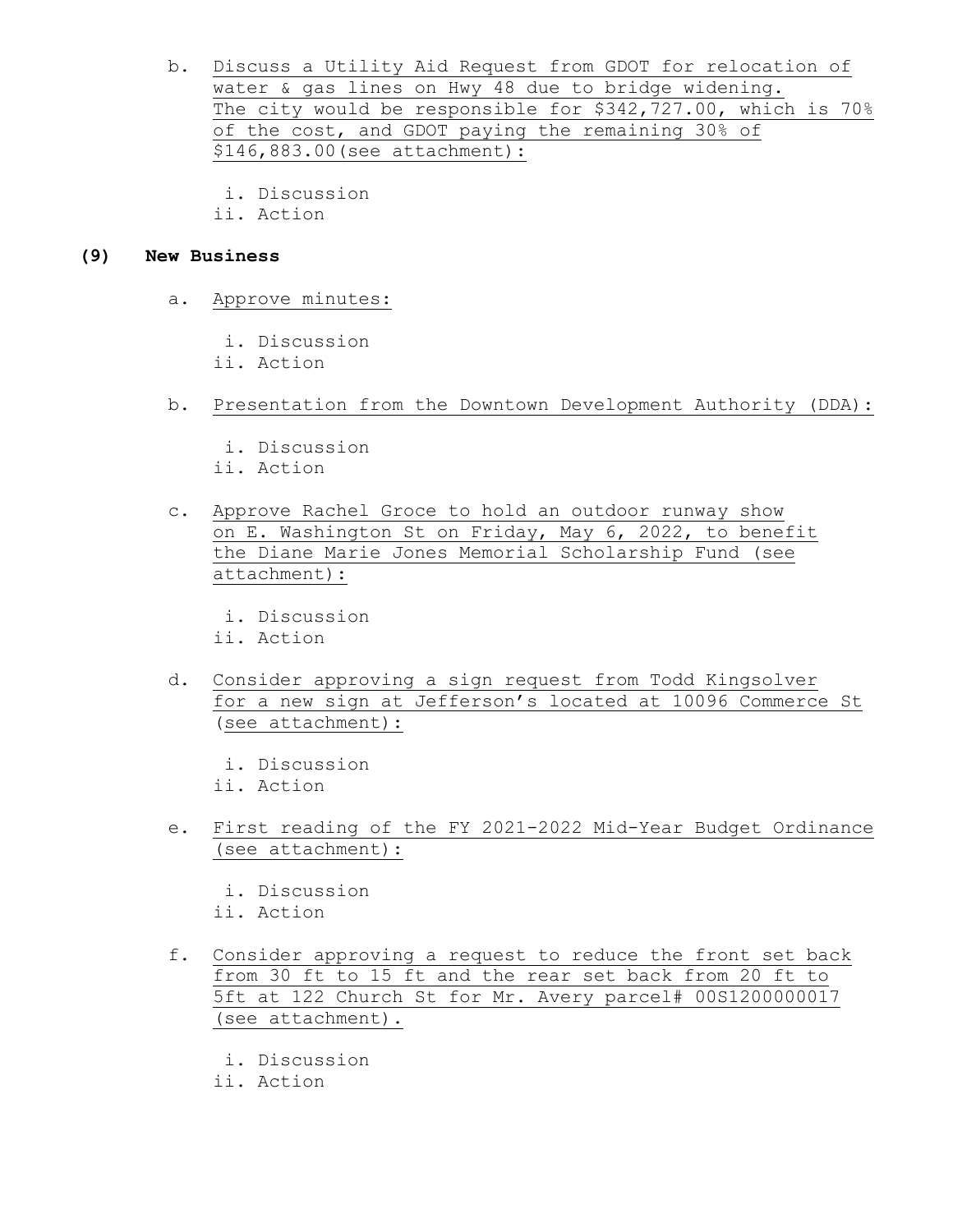b. Discuss a Utility Aid Request from GDOT for relocation of water & gas lines on Hwy 48 due to bridge widening. The city would be responsible for $342,727.00, which is 70% of the cost, and GDOT paying the remaining 30% of $146,883.00(see attachment):

   i. Discussion
   ii. Action

## (9) New Business

a. Approve minutes:

   i. Discussion
   ii. Action

b. Presentation from the Downtown Development Authority (DDA):

   i. Discussion
   ii. Action

c. Approve Rachel Groce to hold an outdoor runway show on E. Washington St on Friday, May 6, 2022, to benefit the Diane Marie Jones Memorial Scholarship Fund (see attachment):

   i. Discussion
   ii. Action

d. Consider approving a sign request from Todd Kingsolver for a new sign at Jefferson's located at 10096 Commerce St (see attachment):

   i. Discussion
   ii. Action

e. First reading of the FY 2021-2022 Mid-Year Budget Ordinance (see attachment):

   i. Discussion
   ii. Action

f. Consider approving a request to reduce the front set back from 30 ft to 15 ft and the rear set back from 20 ft to 5ft at 122 Church St for Mr. Avery parcel# 00S1200000017 (see attachment).

   i. Discussion
   ii. Action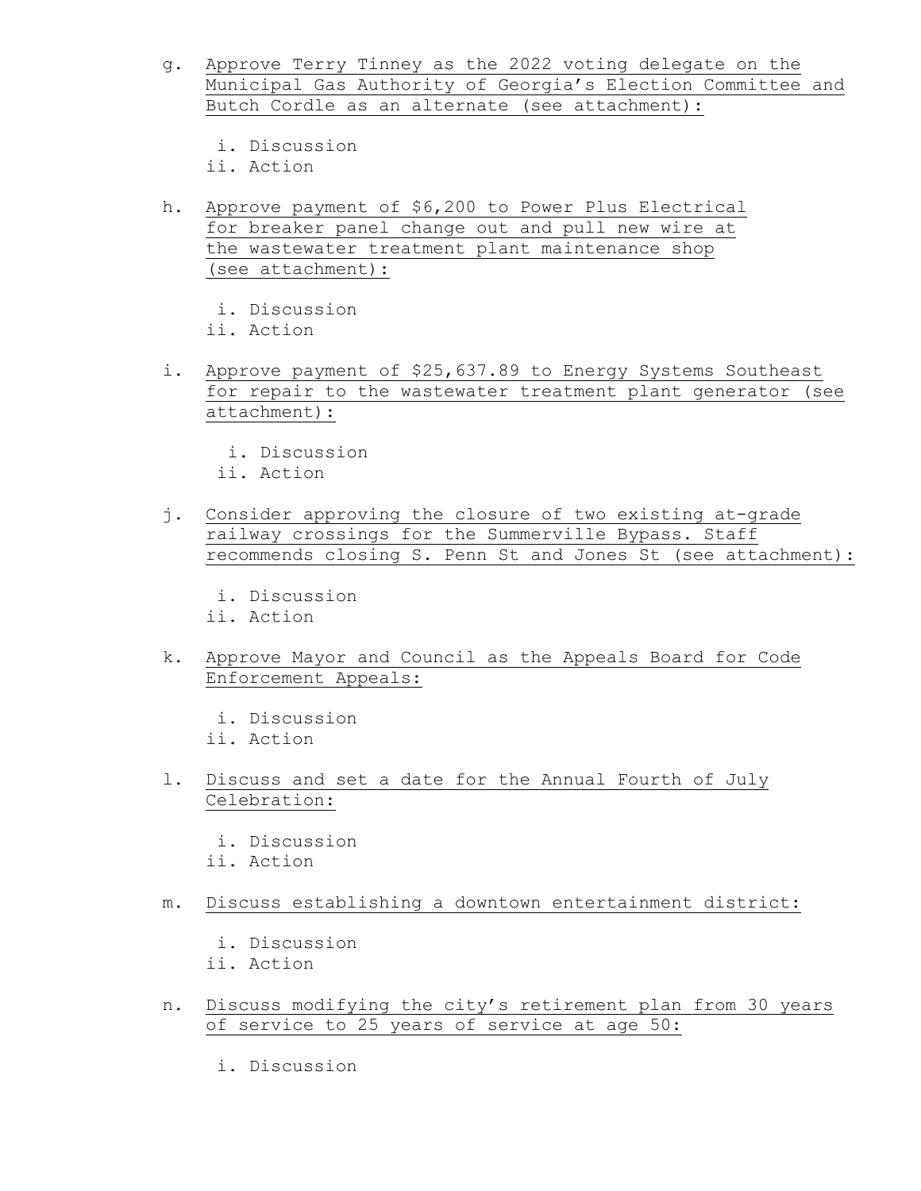g. Approve Terry Tinney as the 2022 voting delegate on the Municipal Gas Authority of Georgia's Election Committee and Butch Cordle as an alternate (see attachment):

   i. Discussion
   ii. Action

h. Approve payment of $6,200 to Power Plus Electrical for breaker panel change out and pull new wire at the wastewater treatment plant maintenance shop (see attachment):

   i. Discussion
   ii. Action

i. Approve payment of $25,637.89 to Energy Systems Southeast for repair to the wastewater treatment plant generator (see attachment):

   i. Discussion
   ii. Action

j. Consider approving the closure of two existing at-grade railway crossings for the Summerville Bypass. Staff recommends closing S. Penn St and Jones St (see attachment):

   i. Discussion
   ii. Action

k. Approve Mayor and Council as the Appeals Board for Code Enforcement Appeals:

   i. Discussion
   ii. Action

l. Discuss and set a date for the Annual Fourth of July Celebration:

   i. Discussion
   ii. Action

m. Discuss establishing a downtown entertainment district:

   i. Discussion
   ii. Action

n. Discuss modifying the city's retirement plan from 30 years of service to 25 years of service at age 50:

   i. Discussion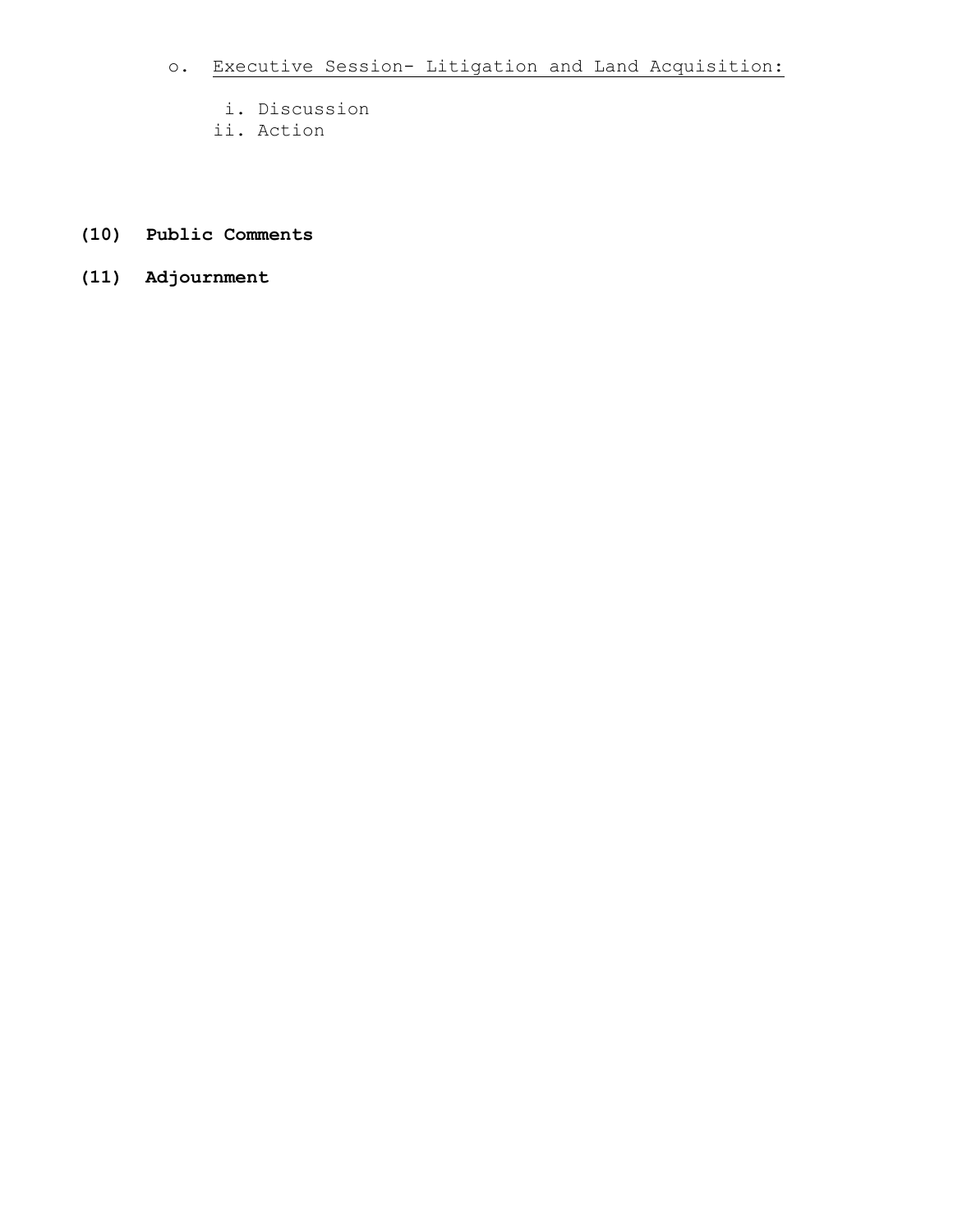o. <u>Executive Session- Litigation and Land Acquisition:</u>

   i. Discussion
   ii. Action

**(10) Public Comments**

**(11) Adjournment**